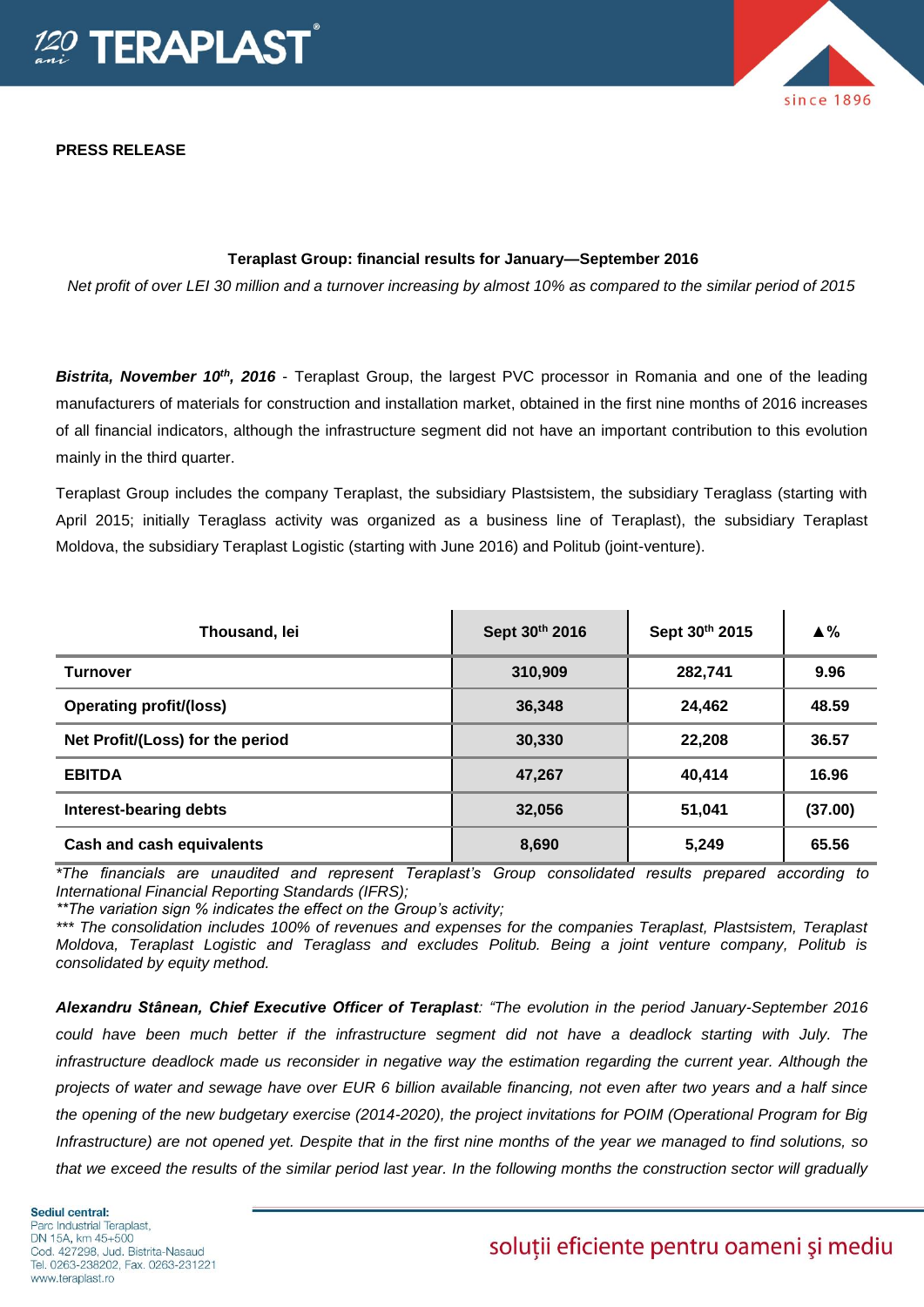**PRESS RELEASE**

**Teraplast Group: financial results for January—September 2016**

*Net profit of over LEI 30 million and a turnover increasing by almost 10% as compared to the similar period of 2015*

***Bistrita, November 10th, 2016*** - Teraplast Group, the largest PVC processor in Romania and one of the leading manufacturers of materials for construction and installation market, obtained in the first nine months of 2016 increases of all financial indicators, although the infrastructure segment did not have an important contribution to this evolution mainly in the third quarter.

Teraplast Group includes the company Teraplast, the subsidiary Plastsistem, the subsidiary Teraglass (starting with April 2015; initially Teraglass activity was organized as a business line of Teraplast), the subsidiary Teraplast Moldova, the subsidiary Teraplast Logistic (starting with June 2016) and Politub (joint-venture).

| Thousand, lei | Sept 30th 2016 | Sept 30th 2015 | ▲% |
|---|---|---|---|
| **Turnover** | **310,909** | **282,741** | **9.96** |
| **Operating profit/(loss)** | **36,348** | **24,462** | **48.59** |
| **Net Profit/(Loss) for the period** | **30,330** | **22,208** | **36.57** |
| **EBITDA** | **47,267** | **40,414** | **16.96** |
| **Interest-bearing debts** | **32,056** | **51,041** | **(37.00)** |
| **Cash and cash equivalents** | **8,690** | **5,249** | **65.56** |

*\*The financials are unaudited and represent Teraplast's Group consolidated results prepared according to International Financial Reporting Standards (IFRS);*
*\*\*The variation sign % indicates the effect on the Group's activity;*
*\*\*\* The consolidation includes 100% of revenues and expenses for the companies Teraplast, Plastsistem, Teraplast Moldova, Teraplast Logistic and Teraglass and excludes Politub. Being a joint venture company, Politub is consolidated by equity method.*

***Alexandru Stânean, Chief Executive Officer of Teraplast**: "The evolution in the period January-September 2016 could have been much better if the infrastructure segment did not have a deadlock starting with July. The infrastructure deadlock made us reconsider in negative way the estimation regarding the current year. Although the projects of water and sewage have over EUR 6 billion available financing, not even after two years and a half since the opening of the new budgetary exercise (2014-2020), the project invitations for POIM (Operational Program for Big Infrastructure) are not opened yet. Despite that in the first nine months of the year we managed to find solutions, so that we exceed the results of the similar period last year. In the following months the construction sector will gradually*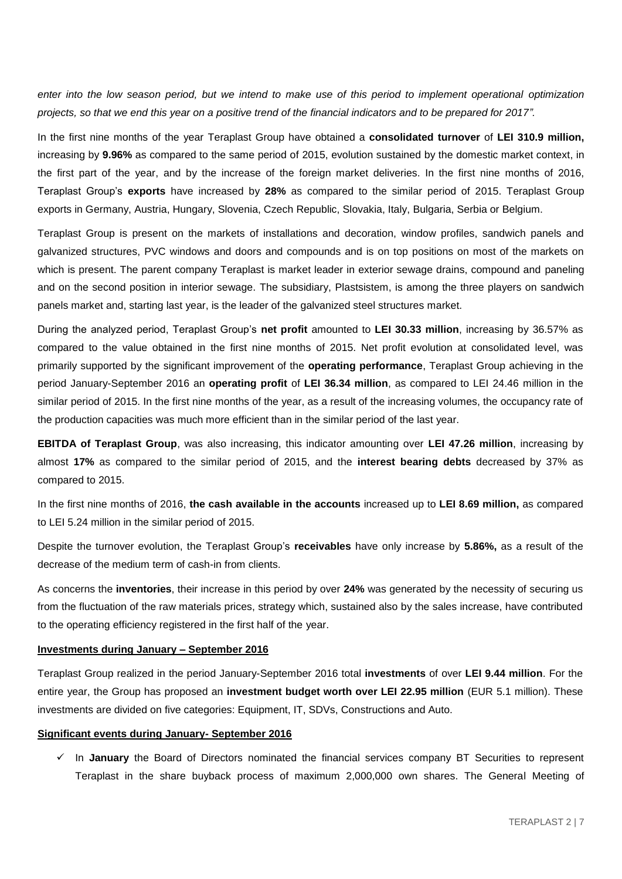*enter into the low season period, but we intend to make use of this period to implement operational optimization projects, so that we end this year on a positive trend of the financial indicators and to be prepared for 2017".*

In the first nine months of the year Teraplast Group have obtained a **consolidated turnover** of **LEI 310.9 million,** increasing by **9.96%** as compared to the same period of 2015, evolution sustained by the domestic market context, in the first part of the year, and by the increase of the foreign market deliveries. In the first nine months of 2016, Teraplast Group's **exports** have increased by **28%** as compared to the similar period of 2015. Teraplast Group exports in Germany, Austria, Hungary, Slovenia, Czech Republic, Slovakia, Italy, Bulgaria, Serbia or Belgium.

Teraplast Group is present on the markets of installations and decoration, window profiles, sandwich panels and galvanized structures, PVC windows and doors and compounds and is on top positions on most of the markets on which is present. The parent company Teraplast is market leader in exterior sewage drains, compound and paneling and on the second position in interior sewage. The subsidiary, Plastsistem, is among the three players on sandwich panels market and, starting last year, is the leader of the galvanized steel structures market.

During the analyzed period, Teraplast Group's **net profit** amounted to **LEI 30.33 million**, increasing by 36.57% as compared to the value obtained in the first nine months of 2015. Net profit evolution at consolidated level, was primarily supported by the significant improvement of the **operating performance**, Teraplast Group achieving in the period January-September 2016 an **operating profit** of **LEI 36.34 million**, as compared to LEI 24.46 million in the similar period of 2015. In the first nine months of the year, as a result of the increasing volumes, the occupancy rate of the production capacities was much more efficient than in the similar period of the last year.

**EBITDA of Teraplast Group**, was also increasing, this indicator amounting over **LEI 47.26 million**, increasing by almost **17%** as compared to the similar period of 2015, and the **interest bearing debts** decreased by 37% as compared to 2015.

In the first nine months of 2016, **the cash available in the accounts** increased up to **LEI 8.69 million,** as compared to LEI 5.24 million in the similar period of 2015.

Despite the turnover evolution, the Teraplast Group's **receivables** have only increase by **5.86%,** as a result of the decrease of the medium term of cash-in from clients.

As concerns the **inventories**, their increase in this period by over **24%** was generated by the necessity of securing us from the fluctuation of the raw materials prices, strategy which, sustained also by the sales increase, have contributed to the operating efficiency registered in the first half of the year.

**Investments during January – September 2016**

Teraplast Group realized in the period January-September 2016 total **investments** of over **LEI 9.44 million**. For the entire year, the Group has proposed an **investment budget worth over LEI 22.95 million** (EUR 5.1 million). These investments are divided on five categories: Equipment, IT, SDVs, Constructions and Auto.

**Significant events during January- September 2016**

- In **January** the Board of Directors nominated the financial services company BT Securities to represent Teraplast in the share buyback process of maximum 2,000,000 own shares. The General Meeting of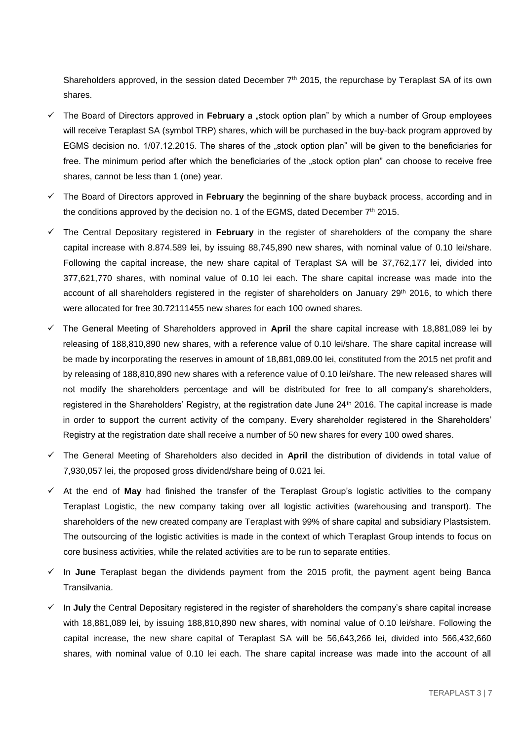Shareholders approved, in the session dated December 7th 2015, the repurchase by Teraplast SA of its own shares.

- ✓ The Board of Directors approved in **February** a „stock option plan" by which a number of Group employees will receive Teraplast SA (symbol TRP) shares, which will be purchased in the buy-back program approved by EGMS decision no. 1/07.12.2015. The shares of the „stock option plan" will be given to the beneficiaries for free. The minimum period after which the beneficiaries of the „stock option plan" can choose to receive free shares, cannot be less than 1 (one) year.
- ✓ The Board of Directors approved in **February** the beginning of the share buyback process, according and in the conditions approved by the decision no. 1 of the EGMS, dated December 7th 2015.
- ✓ The Central Depositary registered in **February** in the register of shareholders of the company the share capital increase with 8.874.589 lei, by issuing 88,745,890 new shares, with nominal value of 0.10 lei/share. Following the capital increase, the new share capital of Teraplast SA will be 37,762,177 lei, divided into 377,621,770 shares, with nominal value of 0.10 lei each. The share capital increase was made into the account of all shareholders registered in the register of shareholders on January 29th 2016, to which there were allocated for free 30.72111455 new shares for each 100 owned shares.
- ✓ The General Meeting of Shareholders approved in **April** the share capital increase with 18,881,089 lei by releasing of 188,810,890 new shares, with a reference value of 0.10 lei/share. The share capital increase will be made by incorporating the reserves in amount of 18,881,089.00 lei, constituted from the 2015 net profit and by releasing of 188,810,890 new shares with a reference value of 0.10 lei/share. The new released shares will not modify the shareholders percentage and will be distributed for free to all company's shareholders, registered in the Shareholders' Registry, at the registration date June 24th 2016. The capital increase is made in order to support the current activity of the company. Every shareholder registered in the Shareholders' Registry at the registration date shall receive a number of 50 new shares for every 100 owed shares.
- ✓ The General Meeting of Shareholders also decided in **April** the distribution of dividends in total value of 7,930,057 lei, the proposed gross dividend/share being of 0.021 lei.
- ✓ At the end of **May** had finished the transfer of the Teraplast Group's logistic activities to the company Teraplast Logistic, the new company taking over all logistic activities (warehousing and transport). The shareholders of the new created company are Teraplast with 99% of share capital and subsidiary Plastsistem. The outsourcing of the logistic activities is made in the context of which Teraplast Group intends to focus on core business activities, while the related activities are to be run to separate entities.
- ✓ In **June** Teraplast began the dividends payment from the 2015 profit, the payment agent being Banca Transilvania.
- ✓ In **July** the Central Depositary registered in the register of shareholders the company's share capital increase with 18,881,089 lei, by issuing 188,810,890 new shares, with nominal value of 0.10 lei/share. Following the capital increase, the new share capital of Teraplast SA will be 56,643,266 lei, divided into 566,432,660 shares, with nominal value of 0.10 lei each. The share capital increase was made into the account of all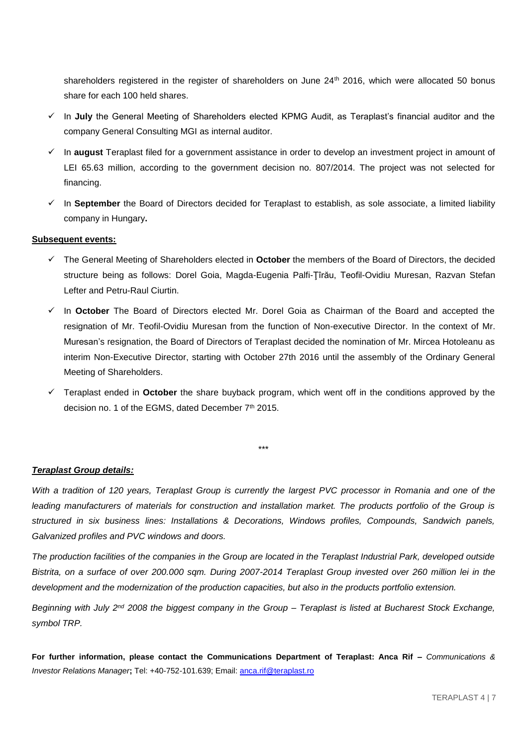shareholders registered in the register of shareholders on June 24th 2016, which were allocated 50 bonus share for each 100 held shares.

- ✓ In **July** the General Meeting of Shareholders elected KPMG Audit, as Teraplast's financial auditor and the company General Consulting MGI as internal auditor.
- ✓ In **august** Teraplast filed for a government assistance in order to develop an investment project in amount of LEI 65.63 million, according to the government decision no. 807/2014. The project was not selected for financing.
- ✓ In **September** the Board of Directors decided for Teraplast to establish, as sole associate, a limited liability company in Hungary**.**

**Subsequent events:**

- ✓ The General Meeting of Shareholders elected in **October** the members of the Board of Directors, the decided structure being as follows: Dorel Goia, Magda-Eugenia Palfi-Ţîrău, Teofil-Ovidiu Muresan, Razvan Stefan Lefter and Petru-Raul Ciurtin.
- ✓ In **October** The Board of Directors elected Mr. Dorel Goia as Chairman of the Board and accepted the resignation of Mr. Teofil-Ovidiu Muresan from the function of Non-executive Director. In the context of Mr. Muresan's resignation, the Board of Directors of Teraplast decided the nomination of Mr. Mircea Hotoleanu as interim Non-Executive Director, starting with October 27th 2016 until the assembly of the Ordinary General Meeting of Shareholders.
- ✓ Teraplast ended in **October** the share buyback program, which went off in the conditions approved by the decision no. 1 of the EGMS, dated December 7th 2015.

***

***__Teraplast Group details:__***

*With a tradition of 120 years, Teraplast Group is currently the largest PVC processor in Romania and one of the leading manufacturers of materials for construction and installation market. The products portfolio of the Group is structured in six business lines: Installations & Decorations, Windows profiles, Compounds, Sandwich panels, Galvanized profiles and PVC windows and doors.*

*The production facilities of the companies in the Group are located in the Teraplast Industrial Park, developed outside Bistrita, on a surface of over 200.000 sqm. During 2007-2014 Teraplast Group invested over 260 million lei in the development and the modernization of the production capacities, but also in the products portfolio extension.*

*Beginning with July 2nd 2008 the biggest company in the Group – Teraplast is listed at Bucharest Stock Exchange, symbol TRP.*

**For further information, please contact the Communications Department of Teraplast: Anca Rif –** *Communications & Investor Relations Manager***;** Tel: +40-752-101.639; Email: anca.rif@teraplast.ro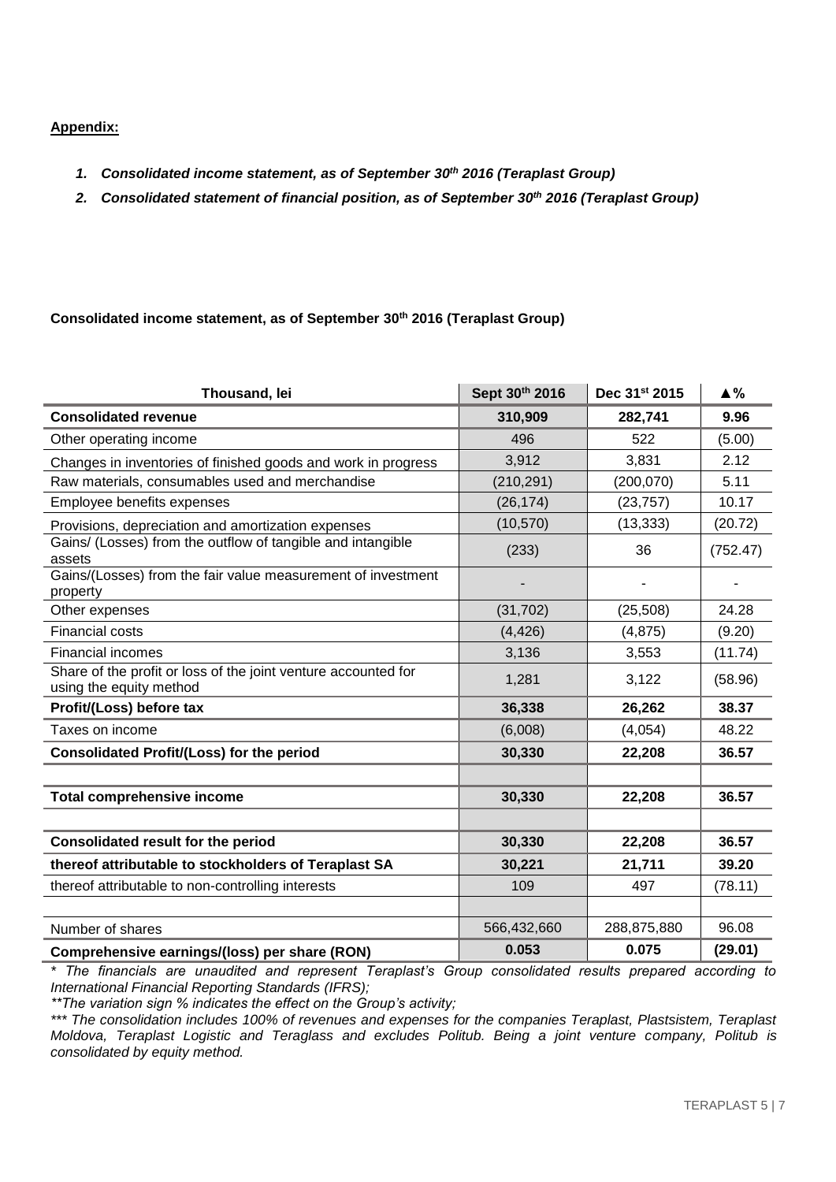**Appendix:**

1. ***Consolidated income statement, as of September 30th 2016 (Teraplast Group)***
2. ***Consolidated statement of financial position, as of September 30th 2016 (Teraplast Group)***

**Consolidated income statement, as of September 30th 2016 (Teraplast Group)**

| Thousand, lei | Sept 30th 2016 | Dec 31st 2015 | ▲% |
|---|---|---|---|
| **Consolidated revenue** | **310,909** | **282,741** | **9.96** |
| Other operating income | 496 | 522 | (5.00) |
| Changes in inventories of finished goods and work in progress | 3,912 | 3,831 | 2.12 |
| Raw materials, consumables used and merchandise | (210,291) | (200,070) | 5.11 |
| Employee benefits expenses | (26,174) | (23,757) | 10.17 |
| Provisions, depreciation and amortization expenses | (10,570) | (13,333) | (20.72) |
| Gains/ (Losses) from the outflow of tangible and intangible assets | (233) | 36 | (752.47) |
| Gains/(Losses) from the fair value measurement of investment property | - | - | - |
| Other expenses | (31,702) | (25,508) | 24.28 |
| Financial costs | (4,426) | (4,875) | (9.20) |
| Financial incomes | 3,136 | 3,553 | (11.74) |
| Share of the profit or loss of the joint venture accounted for using the equity method | 1,281 | 3,122 | (58.96) |
| **Profit/(Loss) before tax** | **36,338** | **26,262** | **38.37** |
| Taxes on income | (6,008) | (4,054) | 48.22 |
| **Consolidated Profit/(Loss) for the period** | **30,330** | **22,208** | **36.57** |
| | | | |
| **Total comprehensive income** | **30,330** | **22,208** | **36.57** |
| | | | |
| **Consolidated result for the period** | **30,330** | **22,208** | **36.57** |
| **thereof attributable to stockholders of Teraplast SA** | **30,221** | **21,711** | **39.20** |
| thereof attributable to non-controlling interests | 109 | 497 | (78.11) |
| | | | |
| Number of shares | 566,432,660 | 288,875,880 | 96.08 |
| **Comprehensive earnings/(loss) per share (RON)** | **0.053** | **0.075** | **(29.01)** |

*\* The financials are unaudited and represent Teraplast's Group consolidated results prepared according to International Financial Reporting Standards (IFRS);*

*\*\*The variation sign % indicates the effect on the Group's activity;*

*\*\*\* The consolidation includes 100% of revenues and expenses for the companies Teraplast, Plastsistem, Teraplast Moldova, Teraplast Logistic and Teraglass and excludes Politub. Being a joint venture company, Politub is consolidated by equity method.*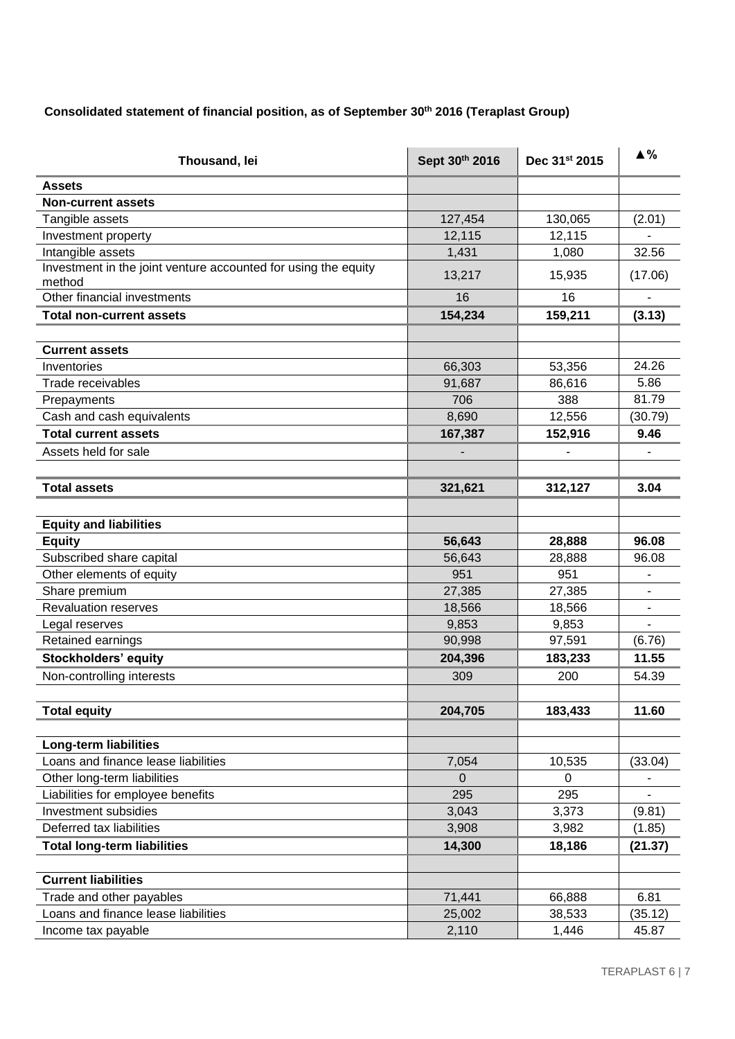**Consolidated statement of financial position, as of September 30th 2016 (Teraplast Group)**

| Thousand, lei | Sept 30th 2016 | Dec 31st 2015 | ▲% |
|---|---|---|---|
| **Assets** | | | |
| **Non-current assets** | | | |
| Tangible assets | 127,454 | 130,065 | (2.01) |
| Investment property | 12,115 | 12,115 | - |
| Intangible assets | 1,431 | 1,080 | 32.56 |
| Investment in the joint venture accounted for using the equity method | 13,217 | 15,935 | (17.06) |
| Other financial investments | 16 | 16 | - |
| **Total non-current assets** | **154,234** | **159,211** | **(3.13)** |
| | | | |
| **Current assets** | | | |
| Inventories | 66,303 | 53,356 | 24.26 |
| Trade receivables | 91,687 | 86,616 | 5.86 |
| Prepayments | 706 | 388 | 81.79 |
| Cash and cash equivalents | 8,690 | 12,556 | (30.79) |
| **Total current assets** | **167,387** | **152,916** | **9.46** |
| Assets held for sale | - | - | - |
| | | | |
| **Total assets** | **321,621** | **312,127** | **3.04** |
| | | | |
| **Equity and liabilities** | | | |
| **Equity** | **56,643** | **28,888** | **96.08** |
| Subscribed share capital | 56,643 | 28,888 | 96.08 |
| Other elements of equity | 951 | 951 | - |
| Share premium | 27,385 | 27,385 | - |
| Revaluation reserves | 18,566 | 18,566 | - |
| Legal reserves | 9,853 | 9,853 | - |
| Retained earnings | 90,998 | 97,591 | (6.76) |
| **Stockholders' equity** | **204,396** | **183,233** | **11.55** |
| Non-controlling interests | 309 | 200 | 54.39 |
| | | | |
| **Total equity** | **204,705** | **183,433** | **11.60** |
| | | | |
| **Long-term liabilities** | | | |
| Loans and finance lease liabilities | 7,054 | 10,535 | (33.04) |
| Other long-term liabilities | 0 | 0 | - |
| Liabilities for employee benefits | 295 | 295 | - |
| Investment subsidies | 3,043 | 3,373 | (9.81) |
| Deferred tax liabilities | 3,908 | 3,982 | (1.85) |
| **Total long-term liabilities** | **14,300** | **18,186** | **(21.37)** |
| | | | |
| **Current liabilities** | | | |
| Trade and other payables | 71,441 | 66,888 | 6.81 |
| Loans and finance lease liabilities | 25,002 | 38,533 | (35.12) |
| Income tax payable | 2,110 | 1,446 | 45.87 |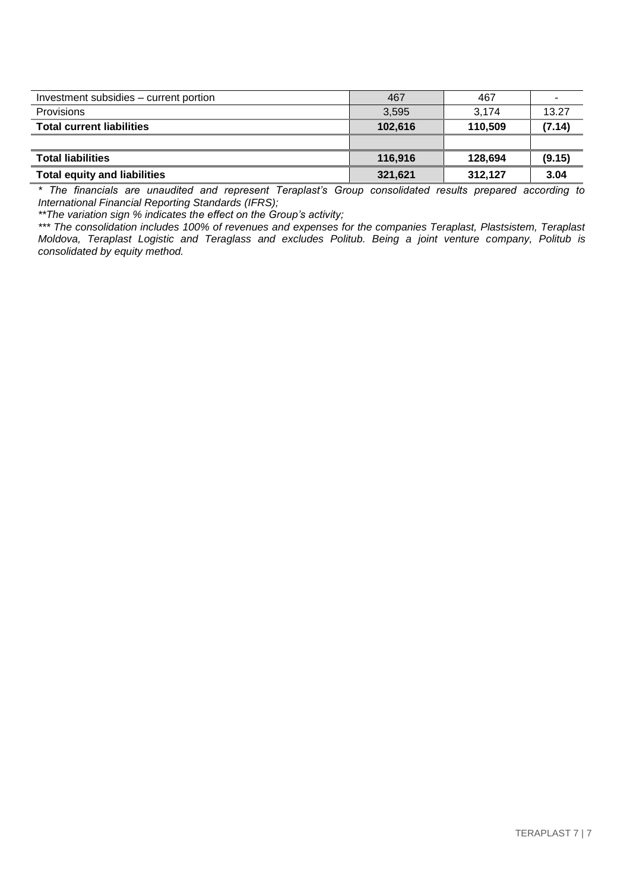| | | | |
|---|---|---|---|
| Investment subsidies – current portion | 467 | 467 | - |
| Provisions | 3,595 | 3,174 | 13.27 |
| **Total current liabilities** | **102,616** | **110,509** | **(7.14)** |
| | | | |
| **Total liabilities** | **116,916** | **128,694** | **(9.15)** |
| **Total equity and liabilities** | **321,621** | **312,127** | **3.04** |

*\* The financials are unaudited and represent Teraplast's Group consolidated results prepared according to International Financial Reporting Standards (IFRS);*

*\*\*The variation sign % indicates the effect on the Group's activity;*

*\*\*\* The consolidation includes 100% of revenues and expenses for the companies Teraplast, Plastsistem, Teraplast Moldova, Teraplast Logistic and Teraglass and excludes Politub. Being a joint venture company, Politub is consolidated by equity method.*